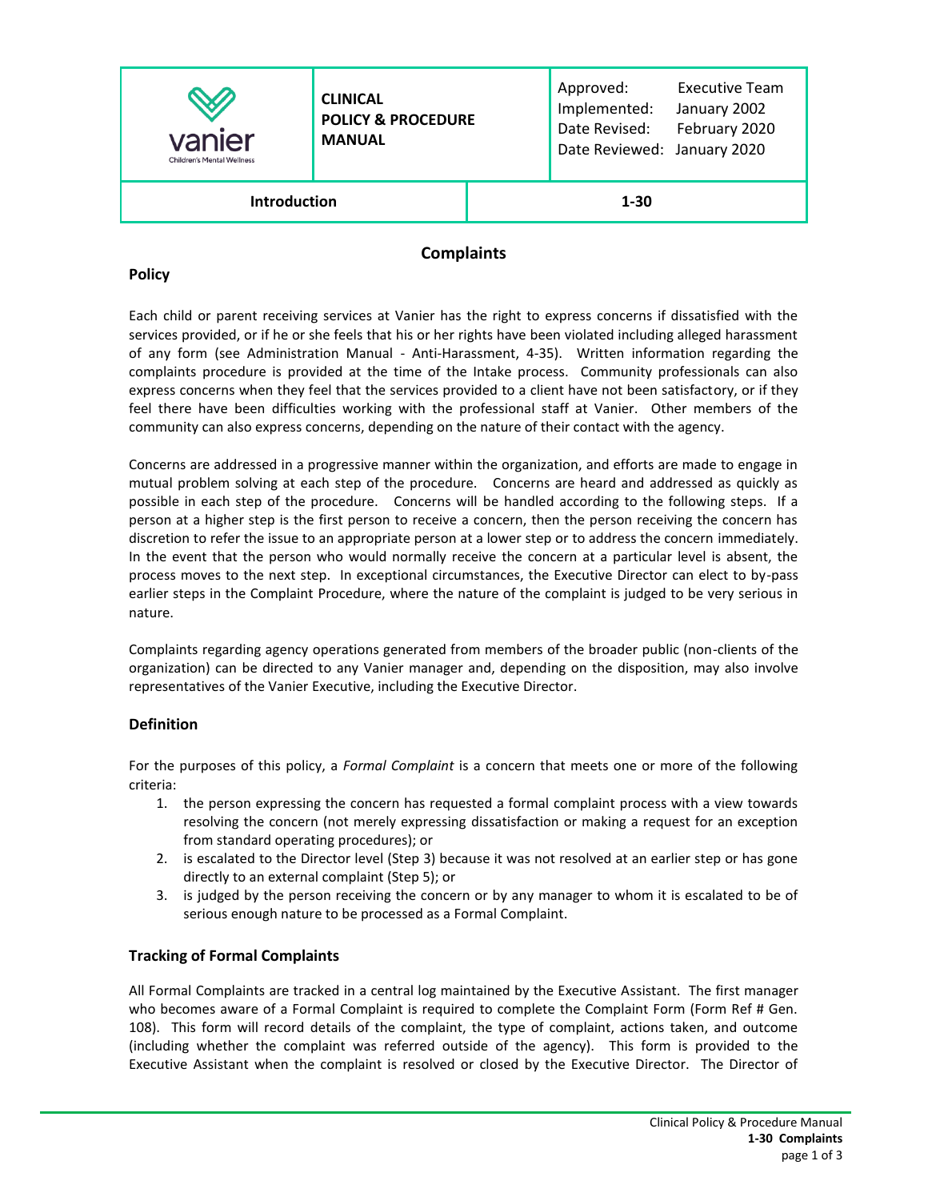| vanier Children's Mental Wellness | **CLINICAL POLICY & PROCEDURE MANUAL** | Approved: Executive Team<br>Implemented: January 2002<br>Date Revised: February 2020<br>Date Reviewed: January 2020 |
|---|---|---|
| **Introduction** | | **1-30** |

## Complaints

### Policy

Each child or parent receiving services at Vanier has the right to express concerns if dissatisfied with the services provided, or if he or she feels that his or her rights have been violated including alleged harassment of any form (see Administration Manual - Anti-Harassment, 4-35). Written information regarding the complaints procedure is provided at the time of the Intake process. Community professionals can also express concerns when they feel that the services provided to a client have not been satisfactory, or if they feel there have been difficulties working with the professional staff at Vanier. Other members of the community can also express concerns, depending on the nature of their contact with the agency.

Concerns are addressed in a progressive manner within the organization, and efforts are made to engage in mutual problem solving at each step of the procedure. Concerns are heard and addressed as quickly as possible in each step of the procedure. Concerns will be handled according to the following steps. If a person at a higher step is the first person to receive a concern, then the person receiving the concern has discretion to refer the issue to an appropriate person at a lower step or to address the concern immediately. In the event that the person who would normally receive the concern at a particular level is absent, the process moves to the next step. In exceptional circumstances, the Executive Director can elect to by-pass earlier steps in the Complaint Procedure, where the nature of the complaint is judged to be very serious in nature.

Complaints regarding agency operations generated from members of the broader public (non-clients of the organization) can be directed to any Vanier manager and, depending on the disposition, may also involve representatives of the Vanier Executive, including the Executive Director.

### Definition

For the purposes of this policy, a *Formal Complaint* is a concern that meets one or more of the following criteria:

1. the person expressing the concern has requested a formal complaint process with a view towards resolving the concern (not merely expressing dissatisfaction or making a request for an exception from standard operating procedures); or
2. is escalated to the Director level (Step 3) because it was not resolved at an earlier step or has gone directly to an external complaint (Step 5); or
3. is judged by the person receiving the concern or by any manager to whom it is escalated to be of serious enough nature to be processed as a Formal Complaint.

### Tracking of Formal Complaints

All Formal Complaints are tracked in a central log maintained by the Executive Assistant. The first manager who becomes aware of a Formal Complaint is required to complete the Complaint Form (Form Ref # Gen. 108). This form will record details of the complaint, the type of complaint, actions taken, and outcome (including whether the complaint was referred outside of the agency). This form is provided to the Executive Assistant when the complaint is resolved or closed by the Executive Director. The Director of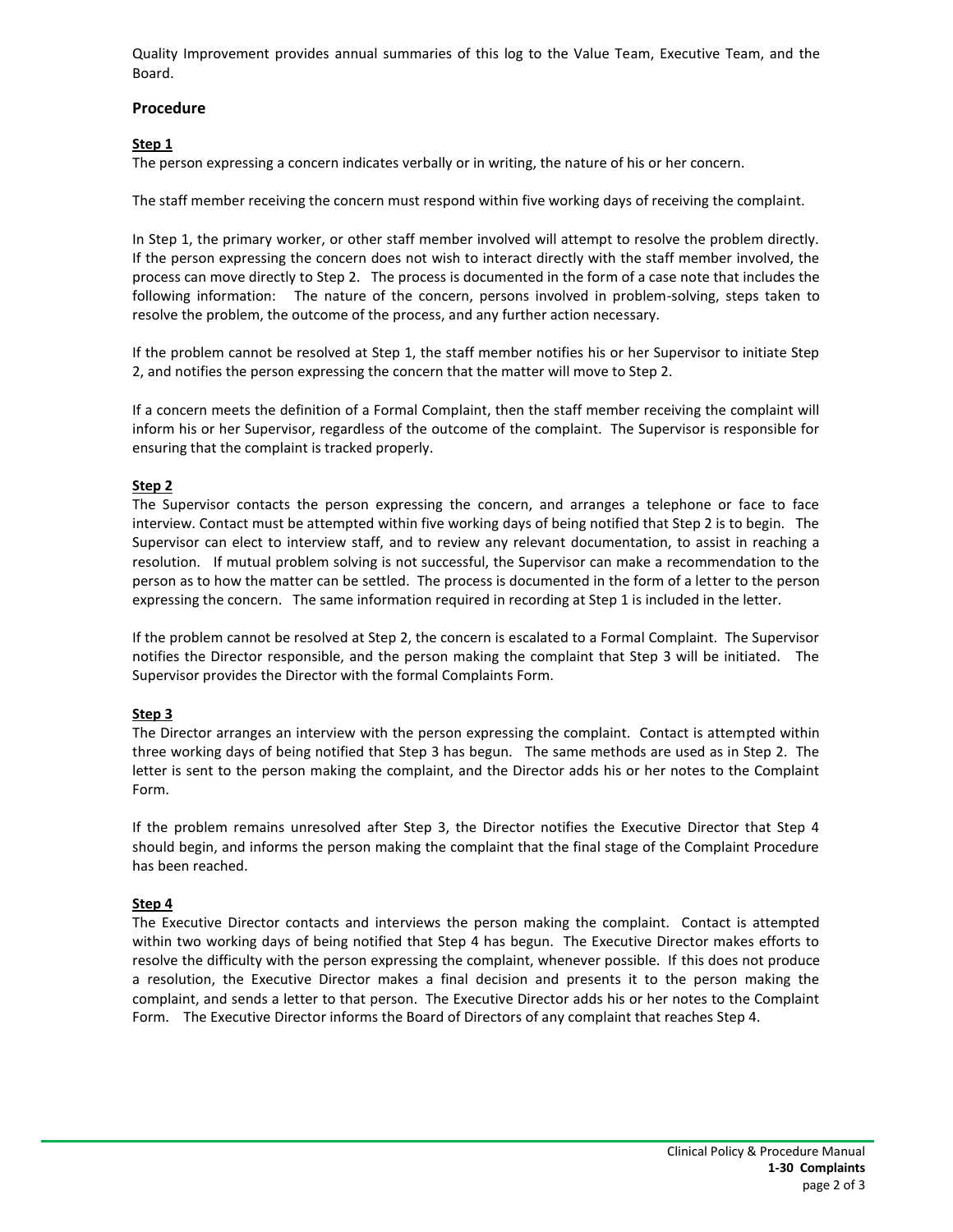Quality Improvement provides annual summaries of this log to the Value Team, Executive Team, and the Board.

## Procedure

**Step 1**

The person expressing a concern indicates verbally or in writing, the nature of his or her concern.

The staff member receiving the concern must respond within five working days of receiving the complaint.

In Step 1, the primary worker, or other staff member involved will attempt to resolve the problem directly. If the person expressing the concern does not wish to interact directly with the staff member involved, the process can move directly to Step 2. The process is documented in the form of a case note that includes the following information: The nature of the concern, persons involved in problem-solving, steps taken to resolve the problem, the outcome of the process, and any further action necessary.

If the problem cannot be resolved at Step 1, the staff member notifies his or her Supervisor to initiate Step 2, and notifies the person expressing the concern that the matter will move to Step 2.

If a concern meets the definition of a Formal Complaint, then the staff member receiving the complaint will inform his or her Supervisor, regardless of the outcome of the complaint. The Supervisor is responsible for ensuring that the complaint is tracked properly.

**Step 2**

The Supervisor contacts the person expressing the concern, and arranges a telephone or face to face interview. Contact must be attempted within five working days of being notified that Step 2 is to begin. The Supervisor can elect to interview staff, and to review any relevant documentation, to assist in reaching a resolution. If mutual problem solving is not successful, the Supervisor can make a recommendation to the person as to how the matter can be settled. The process is documented in the form of a letter to the person expressing the concern. The same information required in recording at Step 1 is included in the letter.

If the problem cannot be resolved at Step 2, the concern is escalated to a Formal Complaint. The Supervisor notifies the Director responsible, and the person making the complaint that Step 3 will be initiated. The Supervisor provides the Director with the formal Complaints Form.

**Step 3**

The Director arranges an interview with the person expressing the complaint. Contact is attempted within three working days of being notified that Step 3 has begun. The same methods are used as in Step 2. The letter is sent to the person making the complaint, and the Director adds his or her notes to the Complaint Form.

If the problem remains unresolved after Step 3, the Director notifies the Executive Director that Step 4 should begin, and informs the person making the complaint that the final stage of the Complaint Procedure has been reached.

**Step 4**

The Executive Director contacts and interviews the person making the complaint. Contact is attempted within two working days of being notified that Step 4 has begun. The Executive Director makes efforts to resolve the difficulty with the person expressing the complaint, whenever possible. If this does not produce a resolution, the Executive Director makes a final decision and presents it to the person making the complaint, and sends a letter to that person. The Executive Director adds his or her notes to the Complaint Form. The Executive Director informs the Board of Directors of any complaint that reaches Step 4.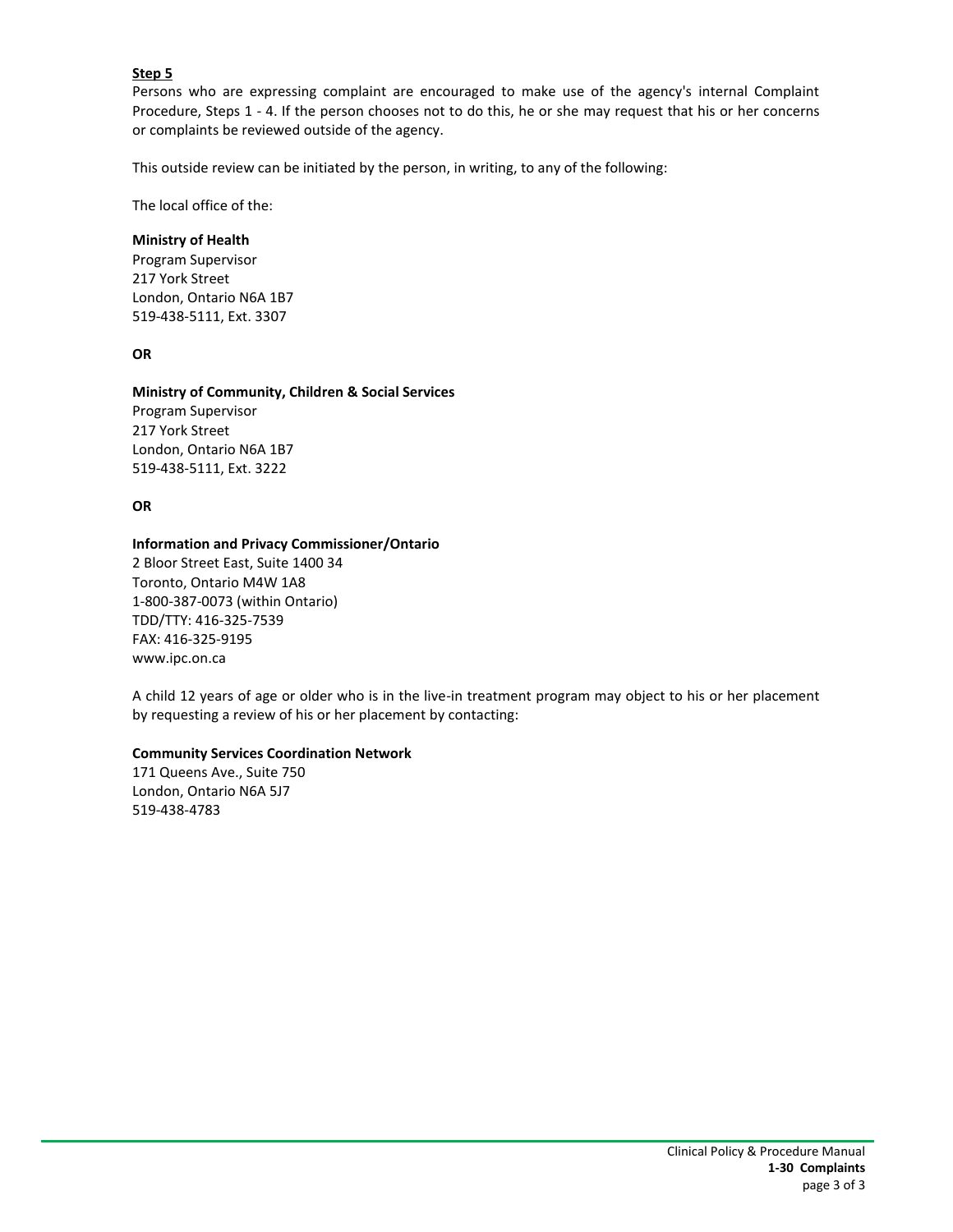**Step 5**

Persons who are expressing complaint are encouraged to make use of the agency's internal Complaint Procedure, Steps 1 - 4. If the person chooses not to do this, he or she may request that his or her concerns or complaints be reviewed outside of the agency.

This outside review can be initiated by the person, in writing, to any of the following:

The local office of the:

**Ministry of Health**
Program Supervisor
217 York Street
London, Ontario N6A 1B7
519-438-5111, Ext. 3307

**OR**

**Ministry of Community, Children & Social Services**
Program Supervisor
217 York Street
London, Ontario N6A 1B7
519-438-5111, Ext. 3222

**OR**

**Information and Privacy Commissioner/Ontario**
2 Bloor Street East, Suite 1400 34
Toronto, Ontario M4W 1A8
1-800-387-0073 (within Ontario)
TDD/TTY: 416-325-7539
FAX: 416-325-9195
www.ipc.on.ca

A child 12 years of age or older who is in the live-in treatment program may object to his or her placement by requesting a review of his or her placement by contacting:

**Community Services Coordination Network**
171 Queens Ave., Suite 750
London, Ontario N6A 5J7
519-438-4783